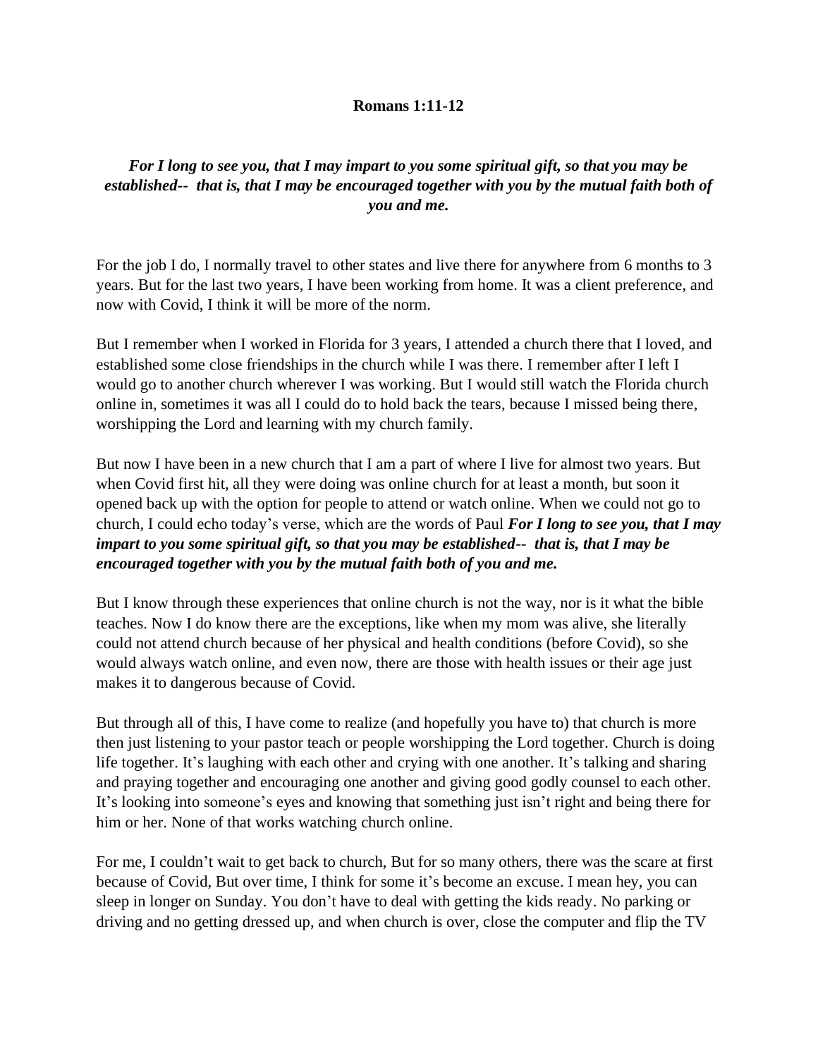**Romans 1:11-12**

***For I long to see you, that I may impart to you some spiritual gift, so that you may be established-- that is, that I may be encouraged together with you by the mutual faith both of you and me.***

For the job I do, I normally travel to other states and live there for anywhere from 6 months to 3 years. But for the last two years, I have been working from home. It was a client preference, and now with Covid, I think it will be more of the norm.

But I remember when I worked in Florida for 3 years, I attended a church there that I loved, and established some close friendships in the church while I was there. I remember after I left I would go to another church wherever I was working. But I would still watch the Florida church online in, sometimes it was all I could do to hold back the tears, because I missed being there, worshipping the Lord and learning with my church family.

But now I have been in a new church that I am a part of where I live for almost two years. But when Covid first hit, all they were doing was online church for at least a month, but soon it opened back up with the option for people to attend or watch online. When we could not go to church, I could echo today's verse, which are the words of Paul ***For I long to see you, that I may impart to you some spiritual gift, so that you may be established-- that is, that I may be encouraged together with you by the mutual faith both of you and me.***

But I know through these experiences that online church is not the way, nor is it what the bible teaches. Now I do know there are the exceptions, like when my mom was alive, she literally could not attend church because of her physical and health conditions (before Covid), so she would always watch online, and even now, there are those with health issues or their age just makes it to dangerous because of Covid.

But through all of this, I have come to realize (and hopefully you have to) that church is more then just listening to your pastor teach or people worshipping the Lord together. Church is doing life together. It's laughing with each other and crying with one another. It's talking and sharing and praying together and encouraging one another and giving good godly counsel to each other. It's looking into someone's eyes and knowing that something just isn't right and being there for him or her. None of that works watching church online.

For me, I couldn't wait to get back to church, But for so many others, there was the scare at first because of Covid, But over time, I think for some it's become an excuse. I mean hey, you can sleep in longer on Sunday. You don't have to deal with getting the kids ready. No parking or driving and no getting dressed up, and when church is over, close the computer and flip the TV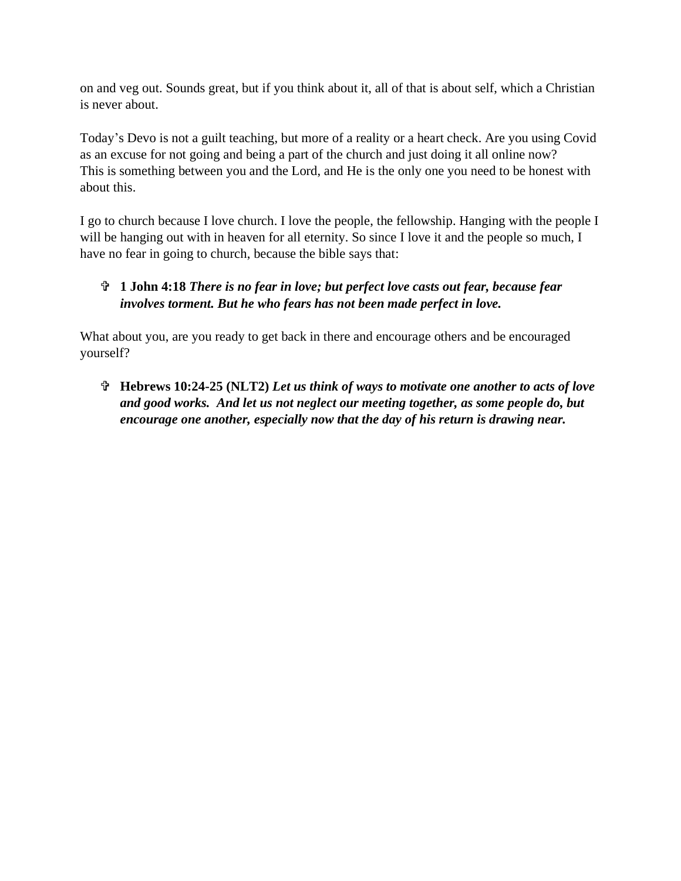on and veg out. Sounds great, but if you think about it, all of that is about self, which a Christian is never about.

Today's Devo is not a guilt teaching, but more of a reality or a heart check. Are you using Covid as an excuse for not going and being a part of the church and just doing it all online now? This is something between you and the Lord, and He is the only one you need to be honest with about this.

I go to church because I love church. I love the people, the fellowship. Hanging with the people I will be hanging out with in heaven for all eternity. So since I love it and the people so much, I have no fear in going to church, because the bible says that:

- ✞ **1 John 4:18** ***There is no fear in love; but perfect love casts out fear, because fear involves torment. But he who fears has not been made perfect in love.***

What about you, are you ready to get back in there and encourage others and be encouraged yourself?

- ✞ **Hebrews 10:24-25 (NLT2)** ***Let us think of ways to motivate one another to acts of love and good works. And let us not neglect our meeting together, as some people do, but encourage one another, especially now that the day of his return is drawing near.***